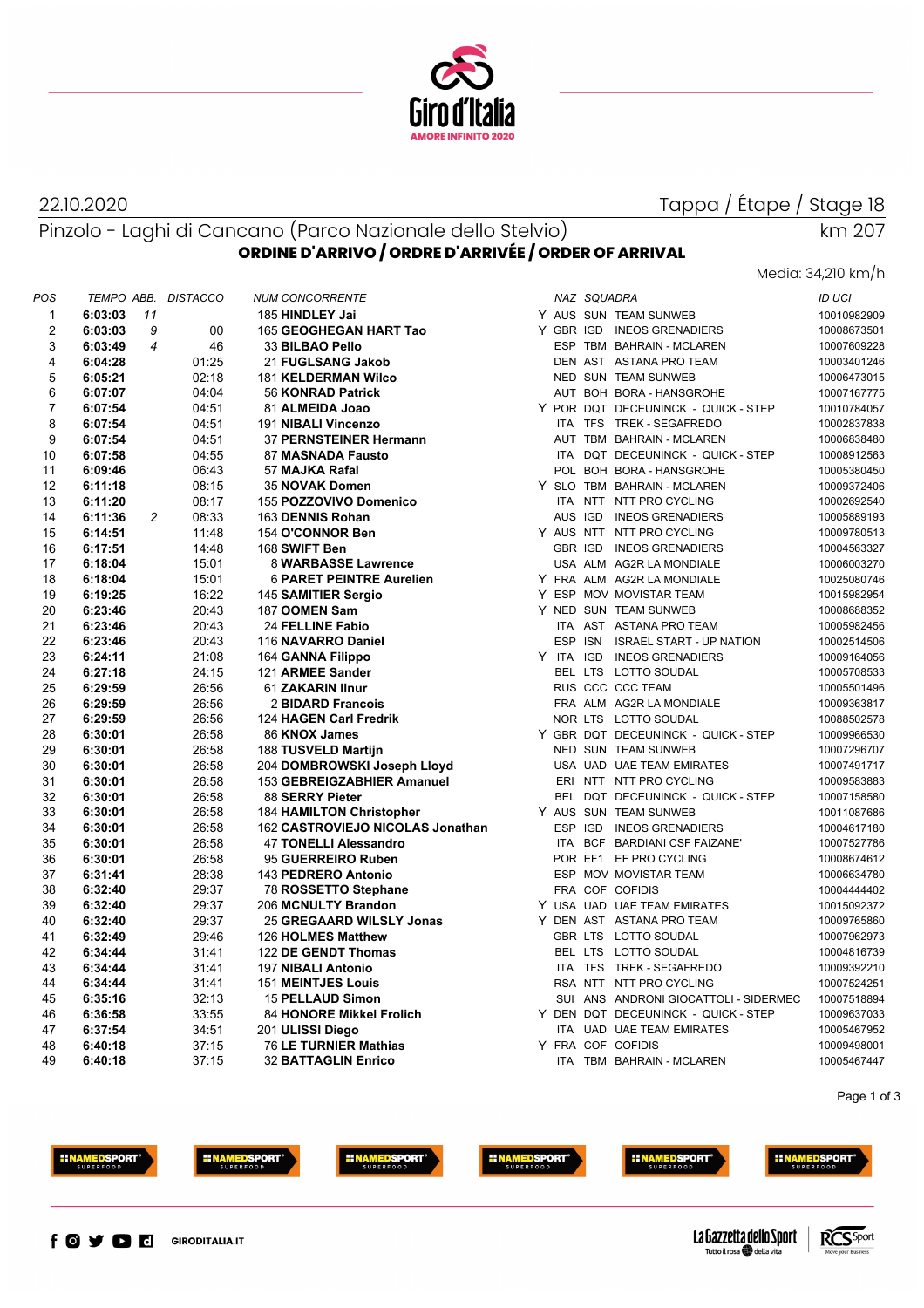22.10.2020

Tappa / Étape / Stage 18

Pinzolo - Laghi di Cancano (Parco Nazionale dello Stelvio)

km 207

## ORDINE D'ARRIVO / ORDRE D'ARRIVÉE / ORDER OF ARRIVAL

Media: 34,210 km/h

| POS | TEMPO | ABB. | DISTACCO | NUM | CONCORRENTE | | NAZ | SQUADRA | | ID UCI |
|---|---|---|---|---|---|---|---|---|---|---|
| 1 | **6:03:03** | 11 | | 185 | **HINDLEY Jai** | Y | AUS | SUN | TEAM SUNWEB | 10010982909 |
| 2 | **6:03:03** | 9 | 00 | 165 | **GEOGHEGAN HART Tao** | Y | GBR | IGD | INEOS GRENADIERS | 10008673501 |
| 3 | **6:03:49** | 4 | 46 | 33 | **BILBAO Pello** | | ESP | TBM | BAHRAIN - MCLAREN | 10007609228 |
| 4 | **6:04:28** | | 01:25 | 21 | **FUGLSANG Jakob** | | DEN | AST | ASTANA PRO TEAM | 10003401246 |
| 5 | **6:05:21** | | 02:18 | 181 | **KELDERMAN Wilco** | | NED | SUN | TEAM SUNWEB | 10006473015 |
| 6 | **6:07:07** | | 04:04 | 56 | **KONRAD Patrick** | | AUT | BOH | BORA - HANSGROHE | 10007167775 |
| 7 | **6:07:54** | | 04:51 | 81 | **ALMEIDA Joao** | Y | POR | DQT | DECEUNINCK - QUICK - STEP | 10010784057 |
| 8 | **6:07:54** | | 04:51 | 191 | **NIBALI Vincenzo** | | ITA | TFS | TREK - SEGAFREDO | 10002837838 |
| 9 | **6:07:54** | | 04:51 | 37 | **PERNSTEINER Hermann** | | AUT | TBM | BAHRAIN - MCLAREN | 10006838480 |
| 10 | **6:07:58** | | 04:55 | 87 | **MASNADA Fausto** | | ITA | DQT | DECEUNINCK - QUICK - STEP | 10008912563 |
| 11 | **6:09:46** | | 06:43 | 57 | **MAJKA Rafal** | | POL | BOH | BORA - HANSGROHE | 10005380450 |
| 12 | **6:11:18** | | 08:15 | 35 | **NOVAK Domen** | Y | SLO | TBM | BAHRAIN - MCLAREN | 10009372406 |
| 13 | **6:11:20** | | 08:17 | 155 | **POZZOVIVO Domenico** | | ITA | NTT | NTT PRO CYCLING | 10002692540 |
| 14 | **6:11:36** | 2 | 08:33 | 163 | **DENNIS Rohan** | | AUS | IGD | INEOS GRENADIERS | 10005889193 |
| 15 | **6:14:51** | | 11:48 | 154 | **O'CONNOR Ben** | Y | AUS | NTT | NTT PRO CYCLING | 10009780513 |
| 16 | **6:17:51** | | 14:48 | 168 | **SWIFT Ben** | | GBR | IGD | INEOS GRENADIERS | 10004563327 |
| 17 | **6:18:04** | | 15:01 | 8 | **WARBASSE Lawrence** | | USA | ALM | AG2R LA MONDIALE | 10006003270 |
| 18 | **6:18:04** | | 15:01 | 6 | **PARET PEINTRE Aurelien** | Y | FRA | ALM | AG2R LA MONDIALE | 10025080746 |
| 19 | **6:19:25** | | 16:22 | 145 | **SAMITIER Sergio** | Y | ESP | MOV | MOVISTAR TEAM | 10015982954 |
| 20 | **6:23:46** | | 20:43 | 187 | **OOMEN Sam** | Y | NED | SUN | TEAM SUNWEB | 10008688352 |
| 21 | **6:23:46** | | 20:43 | 24 | **FELLINE Fabio** | | ITA | AST | ASTANA PRO TEAM | 10005982456 |
| 22 | **6:23:46** | | 20:43 | 116 | **NAVARRO Daniel** | | ESP | ISN | ISRAEL START - UP NATION | 10002514506 |
| 23 | **6:24:11** | | 21:08 | 164 | **GANNA Filippo** | Y | ITA | IGD | INEOS GRENADIERS | 10009164056 |
| 24 | **6:27:18** | | 24:15 | 121 | **ARMEE Sander** | | BEL | LTS | LOTTO SOUDAL | 10005708533 |
| 25 | **6:29:59** | | 26:56 | 61 | **ZAKARIN Ilnur** | | RUS | CCC | CCC TEAM | 10005501496 |
| 26 | **6:29:59** | | 26:56 | 2 | **BIDARD Francois** | | FRA | ALM | AG2R LA MONDIALE | 10009363817 |
| 27 | **6:29:59** | | 26:56 | 124 | **HAGEN Carl Fredrik** | | NOR | LTS | LOTTO SOUDAL | 10088502578 |
| 28 | **6:30:01** | | 26:58 | 86 | **KNOX James** | Y | GBR | DQT | DECEUNINCK - QUICK - STEP | 10009966530 |
| 29 | **6:30:01** | | 26:58 | 188 | **TUSVELD Martijn** | | NED | SUN | TEAM SUNWEB | 10007296707 |
| 30 | **6:30:01** | | 26:58 | 204 | **DOMBROWSKI Joseph Lloyd** | | USA | UAD | UAE TEAM EMIRATES | 10007491717 |
| 31 | **6:30:01** | | 26:58 | 153 | **GEBREIGZABHIER Amanuel** | | ERI | NTT | NTT PRO CYCLING | 10009583883 |
| 32 | **6:30:01** | | 26:58 | 88 | **SERRY Pieter** | | BEL | DQT | DECEUNINCK - QUICK - STEP | 10007158580 |
| 33 | **6:30:01** | | 26:58 | 184 | **HAMILTON Christopher** | Y | AUS | SUN | TEAM SUNWEB | 10011087686 |
| 34 | **6:30:01** | | 26:58 | 162 | **CASTROVIEJO NICOLAS Jonathan** | | ESP | IGD | INEOS GRENADIERS | 10004617180 |
| 35 | **6:30:01** | | 26:58 | 47 | **TONELLI Alessandro** | | ITA | BCF | BARDIANI CSF FAIZANE' | 10007527786 |
| 36 | **6:30:01** | | 26:58 | 95 | **GUERREIRO Ruben** | | POR | EF1 | EF PRO CYCLING | 10008674612 |
| 37 | **6:31:41** | | 28:38 | 143 | **PEDRERO Antonio** | | ESP | MOV | MOVISTAR TEAM | 10006634780 |
| 38 | **6:32:40** | | 29:37 | 78 | **ROSSETTO Stephane** | | FRA | COF | COFIDIS | 10004444402 |
| 39 | **6:32:40** | | 29:37 | 206 | **MCNULTY Brandon** | Y | USA | UAD | UAE TEAM EMIRATES | 10015092372 |
| 40 | **6:32:40** | | 29:37 | 25 | **GREGAARD WILSLY Jonas** | Y | DEN | AST | ASTANA PRO TEAM | 10009765860 |
| 41 | **6:32:49** | | 29:46 | 126 | **HOLMES Matthew** | | GBR | LTS | LOTTO SOUDAL | 10007962973 |
| 42 | **6:34:44** | | 31:41 | 122 | **DE GENDT Thomas** | | BEL | LTS | LOTTO SOUDAL | 10004816739 |
| 43 | **6:34:44** | | 31:41 | 197 | **NIBALI Antonio** | | ITA | TFS | TREK - SEGAFREDO | 10009392210 |
| 44 | **6:34:44** | | 31:41 | 151 | **MEINTJES Louis** | | RSA | NTT | NTT PRO CYCLING | 10007524251 |
| 45 | **6:35:16** | | 32:13 | 15 | **PELLAUD Simon** | | SUI | ANS | ANDRONI GIOCATTOLI - SIDERMEC | 10007518894 |
| 46 | **6:36:58** | | 33:55 | 84 | **HONORE Mikkel Frolich** | Y | DEN | DQT | DECEUNINCK - QUICK - STEP | 10009637033 |
| 47 | **6:37:54** | | 34:51 | 201 | **ULISSI Diego** | | ITA | UAD | UAE TEAM EMIRATES | 10005467952 |
| 48 | **6:40:18** | | 37:15 | 76 | **LE TURNIER Mathias** | Y | FRA | COF | COFIDIS | 10009498001 |
| 49 | **6:40:18** | | 37:15 | 32 | **BATTAGLIN Enrico** | | ITA | TBM | BAHRAIN - MCLAREN | 10005467447 |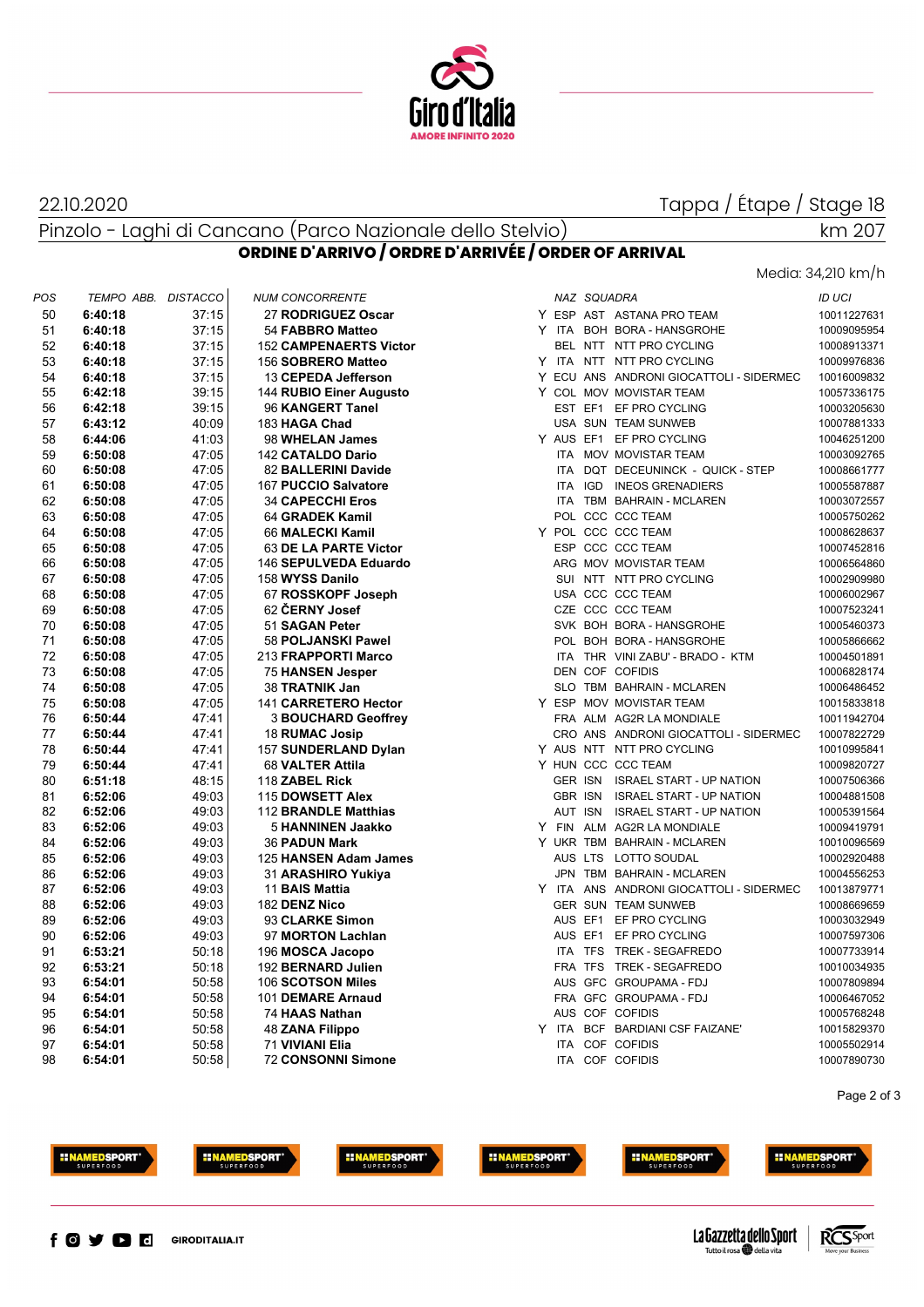22.10.2020

Tappa / Étape / Stage 18

Pinzolo - Laghi di Cancano (Parco Nazionale dello Stelvio)

km 207

## ORDINE D'ARRIVO / ORDRE D'ARRIVÉE / ORDER OF ARRIVAL

Media: 34,210 km/h

| POS | TEMPO ABB. | DISTACCO | NUM CONCORRENTE | | NAZ | SQUADRA | | ID UCI |
|---|---|---|---|---|---|---|---|---|
| 50 | **6:40:18** | 37:15 | 27 **RODRIGUEZ Oscar** | Y | ESP | AST | ASTANA PRO TEAM | 10011227631 |
| 51 | **6:40:18** | 37:15 | 54 **FABBRO Matteo** | Y | ITA | BOH | BORA - HANSGROHE | 10009095954 |
| 52 | **6:40:18** | 37:15 | 152 **CAMPENAERTS Victor** | | BEL | NTT | NTT PRO CYCLING | 10008913371 |
| 53 | **6:40:18** | 37:15 | 156 **SOBRERO Matteo** | Y | ITA | NTT | NTT PRO CYCLING | 10009976836 |
| 54 | **6:40:18** | 37:15 | 13 **CEPEDA Jefferson** | Y | ECU | ANS | ANDRONI GIOCATTOLI - SIDERMEC | 10016009832 |
| 55 | **6:42:18** | 39:15 | 144 **RUBIO Einer Augusto** | Y | COL | MOV | MOVISTAR TEAM | 10057336175 |
| 56 | **6:42:18** | 39:15 | 96 **KANGERT Tanel** | | EST | EF1 | EF PRO CYCLING | 10003205630 |
| 57 | **6:43:12** | 40:09 | 183 **HAGA Chad** | | USA | SUN | TEAM SUNWEB | 10007881333 |
| 58 | **6:44:06** | 41:03 | 98 **WHELAN James** | Y | AUS | EF1 | EF PRO CYCLING | 10046251200 |
| 59 | **6:50:08** | 47:05 | 142 **CATALDO Dario** | | ITA | MOV | MOVISTAR TEAM | 10003092765 |
| 60 | **6:50:08** | 47:05 | 82 **BALLERINI Davide** | | ITA | DQT | DECEUNINCK - QUICK - STEP | 10008661777 |
| 61 | **6:50:08** | 47:05 | 167 **PUCCIO Salvatore** | | ITA | IGD | INEOS GRENADIERS | 10005587887 |
| 62 | **6:50:08** | 47:05 | 34 **CAPECCHI Eros** | | ITA | TBM | BAHRAIN - MCLAREN | 10003072557 |
| 63 | **6:50:08** | 47:05 | 64 **GRADEK Kamil** | | POL | CCC | CCC TEAM | 10005750262 |
| 64 | **6:50:08** | 47:05 | 66 **MALECKI Kamil** | Y | POL | CCC | CCC TEAM | 10008628637 |
| 65 | **6:50:08** | 47:05 | 63 **DE LA PARTE Victor** | | ESP | CCC | CCC TEAM | 10007452816 |
| 66 | **6:50:08** | 47:05 | 146 **SEPULVEDA Eduardo** | | ARG | MOV | MOVISTAR TEAM | 10006564860 |
| 67 | **6:50:08** | 47:05 | 158 **WYSS Danilo** | | SUI | NTT | NTT PRO CYCLING | 10002909980 |
| 68 | **6:50:08** | 47:05 | 67 **ROSSKOPF Joseph** | | USA | CCC | CCC TEAM | 10006002967 |
| 69 | **6:50:08** | 47:05 | 62 **ČERNY Josef** | | CZE | CCC | CCC TEAM | 10007523241 |
| 70 | **6:50:08** | 47:05 | 51 **SAGAN Peter** | | SVK | BOH | BORA - HANSGROHE | 10005460373 |
| 71 | **6:50:08** | 47:05 | 58 **POLJANSKI Pawel** | | POL | BOH | BORA - HANSGROHE | 10005866662 |
| 72 | **6:50:08** | 47:05 | 213 **FRAPPORTI Marco** | | ITA | THR | VINI ZABU' - BRADO - KTM | 10004501891 |
| 73 | **6:50:08** | 47:05 | 75 **HANSEN Jesper** | | DEN | COF | COFIDIS | 10006828174 |
| 74 | **6:50:08** | 47:05 | 38 **TRATNIK Jan** | | SLO | TBM | BAHRAIN - MCLAREN | 10006486452 |
| 75 | **6:50:08** | 47:05 | 141 **CARRETERO Hector** | Y | ESP | MOV | MOVISTAR TEAM | 10015833818 |
| 76 | **6:50:44** | 47:41 | 3 **BOUCHARD Geoffrey** | | FRA | ALM | AG2R LA MONDIALE | 10011942704 |
| 77 | **6:50:44** | 47:41 | 18 **RUMAC Josip** | | CRO | ANS | ANDRONI GIOCATTOLI - SIDERMEC | 10007822729 |
| 78 | **6:50:44** | 47:41 | 157 **SUNDERLAND Dylan** | Y | AUS | NTT | NTT PRO CYCLING | 10010995841 |
| 79 | **6:50:44** | 47:41 | 68 **VALTER Attila** | Y | HUN | CCC | CCC TEAM | 10009820727 |
| 80 | **6:51:18** | 48:15 | 118 **ZABEL Rick** | | GER | ISN | ISRAEL START - UP NATION | 10007506366 |
| 81 | **6:52:06** | 49:03 | 115 **DOWSETT Alex** | | GBR | ISN | ISRAEL START - UP NATION | 10004881508 |
| 82 | **6:52:06** | 49:03 | 112 **BRANDLE Matthias** | | AUT | ISN | ISRAEL START - UP NATION | 10005391564 |
| 83 | **6:52:06** | 49:03 | 5 **HANNINEN Jaakko** | Y | FIN | ALM | AG2R LA MONDIALE | 10009419791 |
| 84 | **6:52:06** | 49:03 | 36 **PADUN Mark** | Y | UKR | TBM | BAHRAIN - MCLAREN | 10010096569 |
| 85 | **6:52:06** | 49:03 | 125 **HANSEN Adam James** | | AUS | LTS | LOTTO SOUDAL | 10002920488 |
| 86 | **6:52:06** | 49:03 | 31 **ARASHIRO Yukiya** | | JPN | TBM | BAHRAIN - MCLAREN | 10004556253 |
| 87 | **6:52:06** | 49:03 | 11 **BAIS Mattia** | Y | ITA | ANS | ANDRONI GIOCATTOLI - SIDERMEC | 10013879771 |
| 88 | **6:52:06** | 49:03 | 182 **DENZ Nico** | | GER | SUN | TEAM SUNWEB | 10008669659 |
| 89 | **6:52:06** | 49:03 | 93 **CLARKE Simon** | | AUS | EF1 | EF PRO CYCLING | 10003032949 |
| 90 | **6:52:06** | 49:03 | 97 **MORTON Lachlan** | | AUS | EF1 | EF PRO CYCLING | 10007597306 |
| 91 | **6:53:21** | 50:18 | 196 **MOSCA Jacopo** | | ITA | TFS | TREK - SEGAFREDO | 10007733914 |
| 92 | **6:53:21** | 50:18 | 192 **BERNARD Julien** | | FRA | TFS | TREK - SEGAFREDO | 10010034935 |
| 93 | **6:54:01** | 50:58 | 106 **SCOTSON Miles** | | AUS | GFC | GROUPAMA - FDJ | 10007809894 |
| 94 | **6:54:01** | 50:58 | 101 **DEMARE Arnaud** | | FRA | GFC | GROUPAMA - FDJ | 10006467052 |
| 95 | **6:54:01** | 50:58 | 74 **HAAS Nathan** | | AUS | COF | COFIDIS | 10005768248 |
| 96 | **6:54:01** | 50:58 | 48 **ZANA Filippo** | Y | ITA | BCF | BARDIANI CSF FAIZANE' | 10015829370 |
| 97 | **6:54:01** | 50:58 | 71 **VIVIANI Elia** | | ITA | COF | COFIDIS | 10005502914 |
| 98 | **6:54:01** | 50:58 | 72 **CONSONNI Simone** | | ITA | COF | COFIDIS | 10007890730 |

GIRODITALIA.IT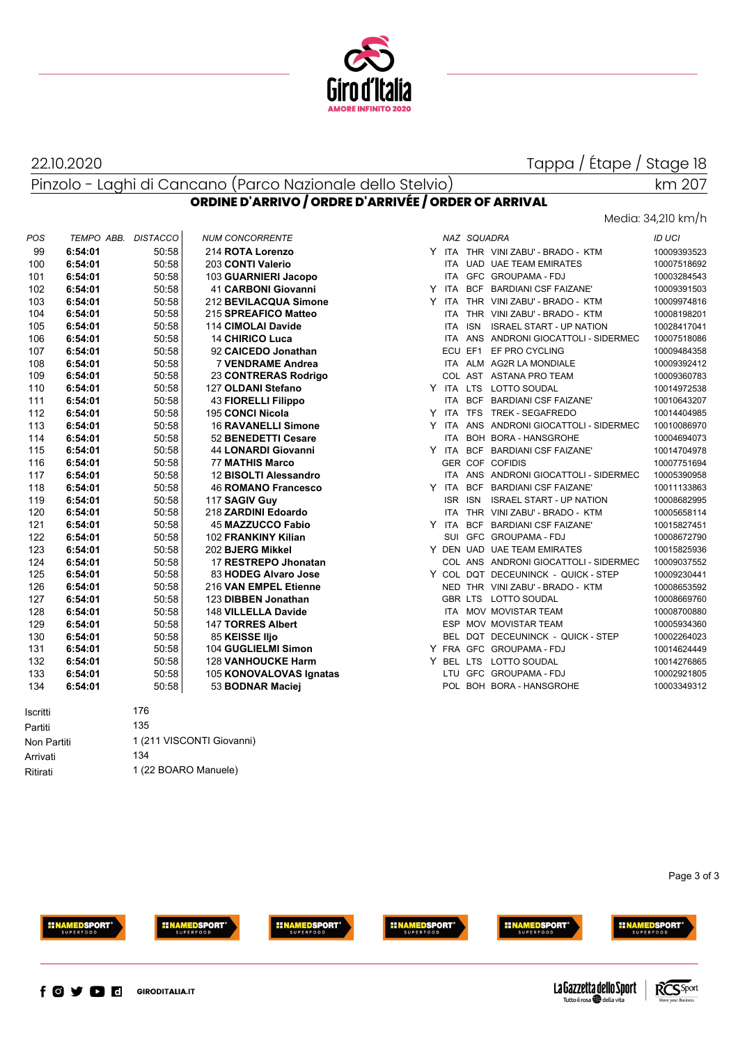22.10.2020

Tappa / Étape / Stage 18

Pinzolo - Laghi di Cancano (Parco Nazionale dello Stelvio)

km 207

## ORDINE D'ARRIVO / ORDRE D'ARRIVÉE / ORDER OF ARRIVAL

Media: 34,210 km/h

| POS | TEMPO | ABB. | DISTACCO | NUM | CONCORRENTE | | NAZ | SQUADRA | | ID UCI |
|---|---|---|---|---|---|---|---|---|---|---|
| 99 | **6:54:01** | | 50:58 | 214 | **ROTA Lorenzo** | Y | ITA | THR | VINI ZABU' - BRADO - KTM | 10009393523 |
| 100 | **6:54:01** | | 50:58 | 203 | **CONTI Valerio** | | ITA | UAD | UAE TEAM EMIRATES | 10007518692 |
| 101 | **6:54:01** | | 50:58 | 103 | **GUARNIERI Jacopo** | | ITA | GFC | GROUPAMA - FDJ | 10003284543 |
| 102 | **6:54:01** | | 50:58 | 41 | **CARBONI Giovanni** | Y | ITA | BCF | BARDIANI CSF FAIZANE' | 10009391503 |
| 103 | **6:54:01** | | 50:58 | 212 | **BEVILACQUA Simone** | Y | ITA | THR | VINI ZABU' - BRADO - KTM | 10009974816 |
| 104 | **6:54:01** | | 50:58 | 215 | **SPREAFICO Matteo** | | ITA | THR | VINI ZABU' - BRADO - KTM | 10008198201 |
| 105 | **6:54:01** | | 50:58 | 114 | **CIMOLAI Davide** | | ITA | ISN | ISRAEL START - UP NATION | 10028417041 |
| 106 | **6:54:01** | | 50:58 | 14 | **CHIRICO Luca** | | ITA | ANS | ANDRONI GIOCATTOLI - SIDERMEC | 10007518086 |
| 107 | **6:54:01** | | 50:58 | 92 | **CAICEDO Jonathan** | | ECU | EF1 | EF PRO CYCLING | 10009484358 |
| 108 | **6:54:01** | | 50:58 | 7 | **VENDRAME Andrea** | | ITA | ALM | AG2R LA MONDIALE | 10009392412 |
| 109 | **6:54:01** | | 50:58 | 23 | **CONTRERAS Rodrigo** | | COL | AST | ASTANA PRO TEAM | 10009360783 |
| 110 | **6:54:01** | | 50:58 | 127 | **OLDANI Stefano** | Y | ITA | LTS | LOTTO SOUDAL | 10014972538 |
| 111 | **6:54:01** | | 50:58 | 43 | **FIORELLI Filippo** | | ITA | BCF | BARDIANI CSF FAIZANE' | 10010643207 |
| 112 | **6:54:01** | | 50:58 | 195 | **CONCI Nicola** | Y | ITA | TFS | TREK - SEGAFREDO | 10014404985 |
| 113 | **6:54:01** | | 50:58 | 16 | **RAVANELLI Simone** | Y | ITA | ANS | ANDRONI GIOCATTOLI - SIDERMEC | 10010086970 |
| 114 | **6:54:01** | | 50:58 | 52 | **BENEDETTI Cesare** | | ITA | BOH | BORA - HANSGROHE | 10004694073 |
| 115 | **6:54:01** | | 50:58 | 44 | **LONARDI Giovanni** | Y | ITA | BCF | BARDIANI CSF FAIZANE' | 10014704978 |
| 116 | **6:54:01** | | 50:58 | 77 | **MATHIS Marco** | | GER | COF | COFIDIS | 10007751694 |
| 117 | **6:54:01** | | 50:58 | 12 | **BISOLTI Alessandro** | | ITA | ANS | ANDRONI GIOCATTOLI - SIDERMEC | 10005390958 |
| 118 | **6:54:01** | | 50:58 | 46 | **ROMANO Francesco** | Y | ITA | BCF | BARDIANI CSF FAIZANE' | 10011133863 |
| 119 | **6:54:01** | | 50:58 | 117 | **SAGIV Guy** | | ISR | ISN | ISRAEL START - UP NATION | 10008682995 |
| 120 | **6:54:01** | | 50:58 | 218 | **ZARDINI Edoardo** | | ITA | THR | VINI ZABU' - BRADO - KTM | 10005658114 |
| 121 | **6:54:01** | | 50:58 | 45 | **MAZZUCCO Fabio** | Y | ITA | BCF | BARDIANI CSF FAIZANE' | 10015827451 |
| 122 | **6:54:01** | | 50:58 | 102 | **FRANKINY Kilian** | | SUI | GFC | GROUPAMA - FDJ | 10008672790 |
| 123 | **6:54:01** | | 50:58 | 202 | **BJERG Mikkel** | Y | DEN | UAD | UAE TEAM EMIRATES | 10015825936 |
| 124 | **6:54:01** | | 50:58 | 17 | **RESTREPO Jhonatan** | | COL | ANS | ANDRONI GIOCATTOLI - SIDERMEC | 10009037552 |
| 125 | **6:54:01** | | 50:58 | 83 | **HODEG Alvaro Jose** | Y | COL | DQT | DECEUNINCK - QUICK - STEP | 10009230441 |
| 126 | **6:54:01** | | 50:58 | 216 | **VAN EMPEL Etienne** | | NED | THR | VINI ZABU' - BRADO - KTM | 10008653592 |
| 127 | **6:54:01** | | 50:58 | 123 | **DIBBEN Jonathan** | | GBR | LTS | LOTTO SOUDAL | 10008669760 |
| 128 | **6:54:01** | | 50:58 | 148 | **VILLELLA Davide** | | ITA | MOV | MOVISTAR TEAM | 10008700880 |
| 129 | **6:54:01** | | 50:58 | 147 | **TORRES Albert** | | ESP | MOV | MOVISTAR TEAM | 10005934360 |
| 130 | **6:54:01** | | 50:58 | 85 | **KEISSE Iljo** | | BEL | DQT | DECEUNINCK - QUICK - STEP | 10002264023 |
| 131 | **6:54:01** | | 50:58 | 104 | **GUGLIELMI Simon** | Y | FRA | GFC | GROUPAMA - FDJ | 10014624449 |
| 132 | **6:54:01** | | 50:58 | 128 | **VANHOUCKE Harm** | Y | BEL | LTS | LOTTO SOUDAL | 10014276865 |
| 133 | **6:54:01** | | 50:58 | 105 | **KONOVALOVAS Ignatas** | | LTU | GFC | GROUPAMA - FDJ | 10002921805 |
| 134 | **6:54:01** | | 50:58 | 53 | **BODNAR Maciej** | | POL | BOH | BORA - HANSGROHE | 10003349312 |

| | |
|---|---|
| Iscritti | 176 |
| Partiti | 135 |
| Non Partiti | 1 (211 VISCONTI Giovanni) |
| Arrivati | 134 |
| Ritirati | 1 (22 BOARO Manuele) |

GIRODITALIA.IT